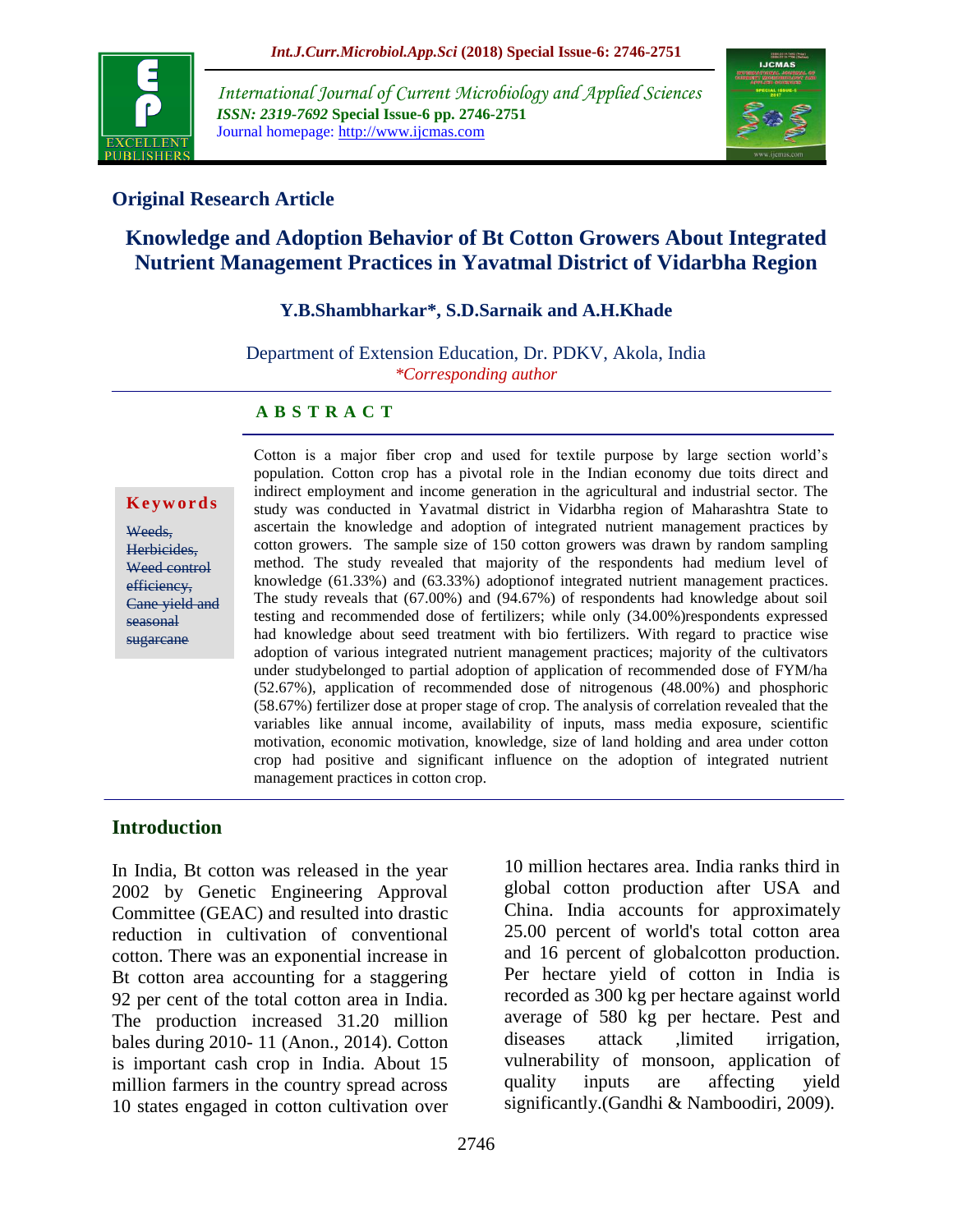## Original Research Article

# Knowledge and Adoption Behavior of Bt Cotton Growers About Integrated Nutrient Management Practices in Yavatmal District of Vidarbha Region

**Y.B.Shambharkar*, S.D.Sarnaik and A.H.Khade**

Department of Extension Education, Dr. PDKV, Akola, India

*\*Corresponding author*

## A B S T R A C T

**Keywords**

~~Weeds, Herbicides, Weed control efficiency, Cane yield and seasonal sugarcane~~

Cotton is a major fiber crop and used for textile purpose by large section world's population. Cotton crop has a pivotal role in the Indian economy due toits direct and indirect employment and income generation in the agricultural and industrial sector. The study was conducted in Yavatmal district in Vidarbha region of Maharashtra State to ascertain the knowledge and adoption of integrated nutrient management practices by cotton growers. The sample size of 150 cotton growers was drawn by random sampling method. The study revealed that majority of the respondents had medium level of knowledge (61.33%) and (63.33%) adoptionof integrated nutrient management practices. The study reveals that (67.00%) and (94.67%) of respondents had knowledge about soil testing and recommended dose of fertilizers; while only (34.00%)respondents expressed had knowledge about seed treatment with bio fertilizers. With regard to practice wise adoption of various integrated nutrient management practices; majority of the cultivators under studybelonged to partial adoption of application of recommended dose of FYM/ha (52.67%), application of recommended dose of nitrogenous (48.00%) and phosphoric (58.67%) fertilizer dose at proper stage of crop. The analysis of correlation revealed that the variables like annual income, availability of inputs, mass media exposure, scientific motivation, economic motivation, knowledge, size of land holding and area under cotton crop had positive and significant influence on the adoption of integrated nutrient management practices in cotton crop.

## Introduction

In India, Bt cotton was released in the year 2002 by Genetic Engineering Approval Committee (GEAC) and resulted into drastic reduction in cultivation of conventional cotton. There was an exponential increase in Bt cotton area accounting for a staggering 92 per cent of the total cotton area in India. The production increased 31.20 million bales during 2010- 11 (Anon., 2014). Cotton is important cash crop in India. About 15 million farmers in the country spread across 10 states engaged in cotton cultivation over 10 million hectares area. India ranks third in global cotton production after USA and China. India accounts for approximately 25.00 percent of world's total cotton area and 16 percent of globalcotton production. Per hectare yield of cotton in India is recorded as 300 kg per hectare against world average of 580 kg per hectare. Pest and diseases attack ,limited irrigation, vulnerability of monsoon, application of quality inputs are affecting yield significantly.(Gandhi & Namboodiri, 2009).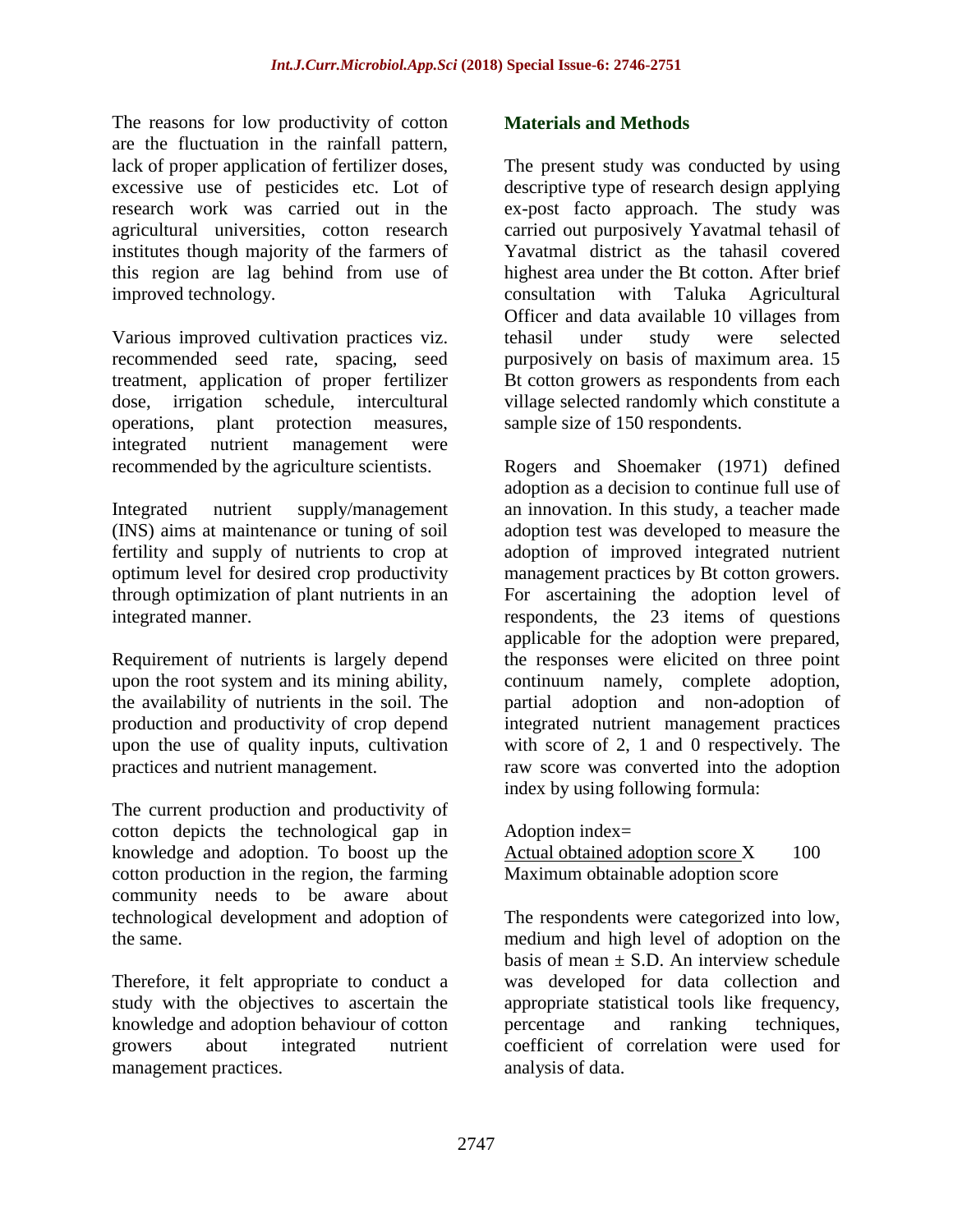The reasons for low productivity of cotton are the fluctuation in the rainfall pattern, lack of proper application of fertilizer doses, excessive use of pesticides etc. Lot of research work was carried out in the agricultural universities, cotton research institutes though majority of the farmers of this region are lag behind from use of improved technology.

Various improved cultivation practices viz. recommended seed rate, spacing, seed treatment, application of proper fertilizer dose, irrigation schedule, intercultural operations, plant protection measures, integrated nutrient management were recommended by the agriculture scientists.

Integrated nutrient supply/management (INS) aims at maintenance or tuning of soil fertility and supply of nutrients to crop at optimum level for desired crop productivity through optimization of plant nutrients in an integrated manner.

Requirement of nutrients is largely depend upon the root system and its mining ability, the availability of nutrients in the soil. The production and productivity of crop depend upon the use of quality inputs, cultivation practices and nutrient management.

The current production and productivity of cotton depicts the technological gap in knowledge and adoption. To boost up the cotton production in the region, the farming community needs to be aware about technological development and adoption of the same.

Therefore, it felt appropriate to conduct a study with the objectives to ascertain the knowledge and adoption behaviour of cotton growers about integrated nutrient management practices.

## Materials and Methods

The present study was conducted by using descriptive type of research design applying ex-post facto approach. The study was carried out purposively Yavatmal tehasil of Yavatmal district as the tahasil covered highest area under the Bt cotton. After brief consultation with Taluka Agricultural Officer and data available 10 villages from tehasil under study were selected purposively on basis of maximum area. 15 Bt cotton growers as respondents from each village selected randomly which constitute a sample size of 150 respondents.

Rogers and Shoemaker (1971) defined adoption as a decision to continue full use of an innovation. In this study, a teacher made adoption test was developed to measure the adoption of improved integrated nutrient management practices by Bt cotton growers. For ascertaining the adoption level of respondents, the 23 items of questions applicable for the adoption were prepared, the responses were elicited on three point continuum namely, complete adoption, partial adoption and non-adoption of integrated nutrient management practices with score of 2, 1 and 0 respectively. The raw score was converted into the adoption index by using following formula:

$$\text{Adoption index} = \frac{\text{Actual obtained adoption score}}{\text{Maximum obtainable adoption score}} \times 100$$

The respondents were categorized into low, medium and high level of adoption on the basis of mean ± S.D. An interview schedule was developed for data collection and appropriate statistical tools like frequency, percentage and ranking techniques, coefficient of correlation were used for analysis of data.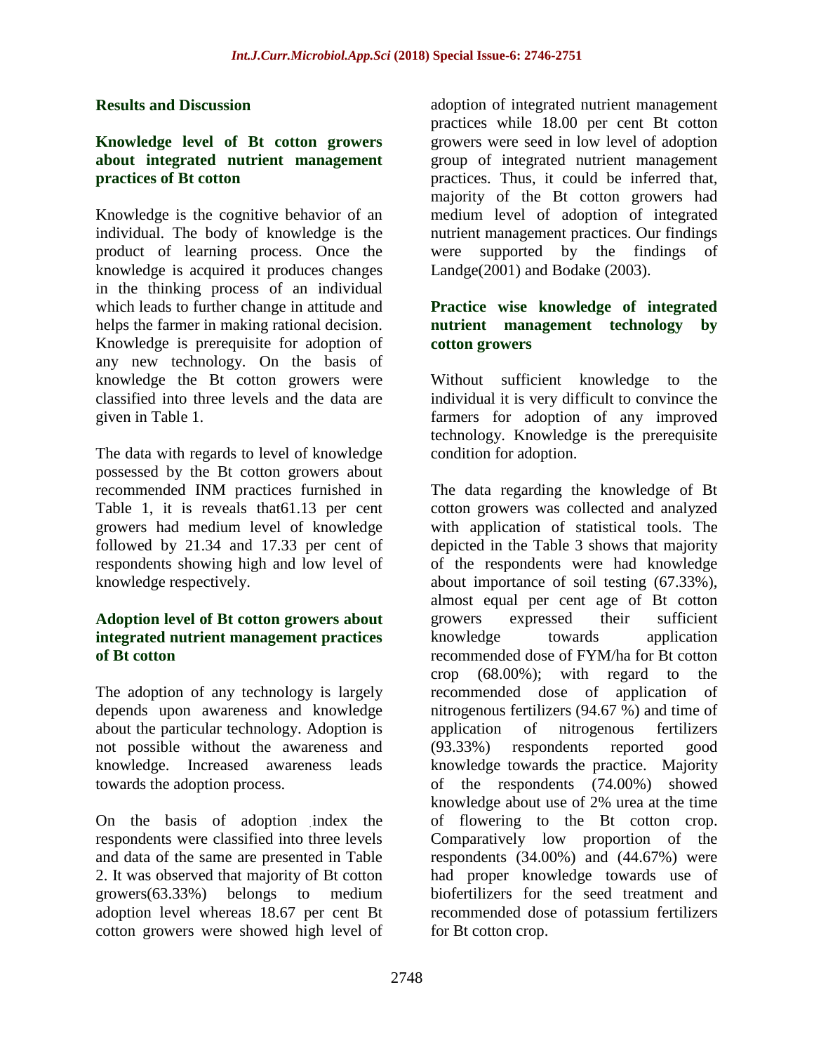## Results and Discussion

### Knowledge level of Bt cotton growers about integrated nutrient management practices of Bt cotton

Knowledge is the cognitive behavior of an individual. The body of knowledge is the product of learning process. Once the knowledge is acquired it produces changes in the thinking process of an individual which leads to further change in attitude and helps the farmer in making rational decision. Knowledge is prerequisite for adoption of any new technology. On the basis of knowledge the Bt cotton growers were classified into three levels and the data are given in Table 1.

The data with regards to level of knowledge possessed by the Bt cotton growers about recommended INM practices furnished in Table 1, it is reveals that61.13 per cent growers had medium level of knowledge followed by 21.34 and 17.33 per cent of respondents showing high and low level of knowledge respectively.

### Adoption level of Bt cotton growers about integrated nutrient management practices of Bt cotton

The adoption of any technology is largely depends upon awareness and knowledge about the particular technology. Adoption is not possible without the awareness and knowledge. Increased awareness leads towards the adoption process.

On the basis of adoption index the respondents were classified into three levels and data of the same are presented in Table 2. It was observed that majority of Bt cotton growers(63.33%) belongs to medium adoption level whereas 18.67 per cent Bt cotton growers were showed high level of adoption of integrated nutrient management practices while 18.00 per cent Bt cotton growers were seed in low level of adoption group of integrated nutrient management practices. Thus, it could be inferred that, majority of the Bt cotton growers had medium level of adoption of integrated nutrient management practices. Our findings were supported by the findings of Landge(2001) and Bodake (2003).

### Practice wise knowledge of integrated nutrient management technology by cotton growers

Without sufficient knowledge to the individual it is very difficult to convince the farmers for adoption of any improved technology. Knowledge is the prerequisite condition for adoption.

The data regarding the knowledge of Bt cotton growers was collected and analyzed with application of statistical tools. The depicted in the Table 3 shows that majority of the respondents were had knowledge about importance of soil testing (67.33%), almost equal per cent age of Bt cotton growers expressed their sufficient knowledge towards application recommended dose of FYM/ha for Bt cotton crop (68.00%); with regard to the recommended dose of application of nitrogenous fertilizers (94.67 %) and time of application of nitrogenous fertilizers (93.33%) respondents reported good knowledge towards the practice. Majority of the respondents (74.00%) showed knowledge about use of 2% urea at the time of flowering to the Bt cotton crop. Comparatively low proportion of the respondents (34.00%) and (44.67%) were had proper knowledge towards use of biofertilizers for the seed treatment and recommended dose of potassium fertilizers for Bt cotton crop.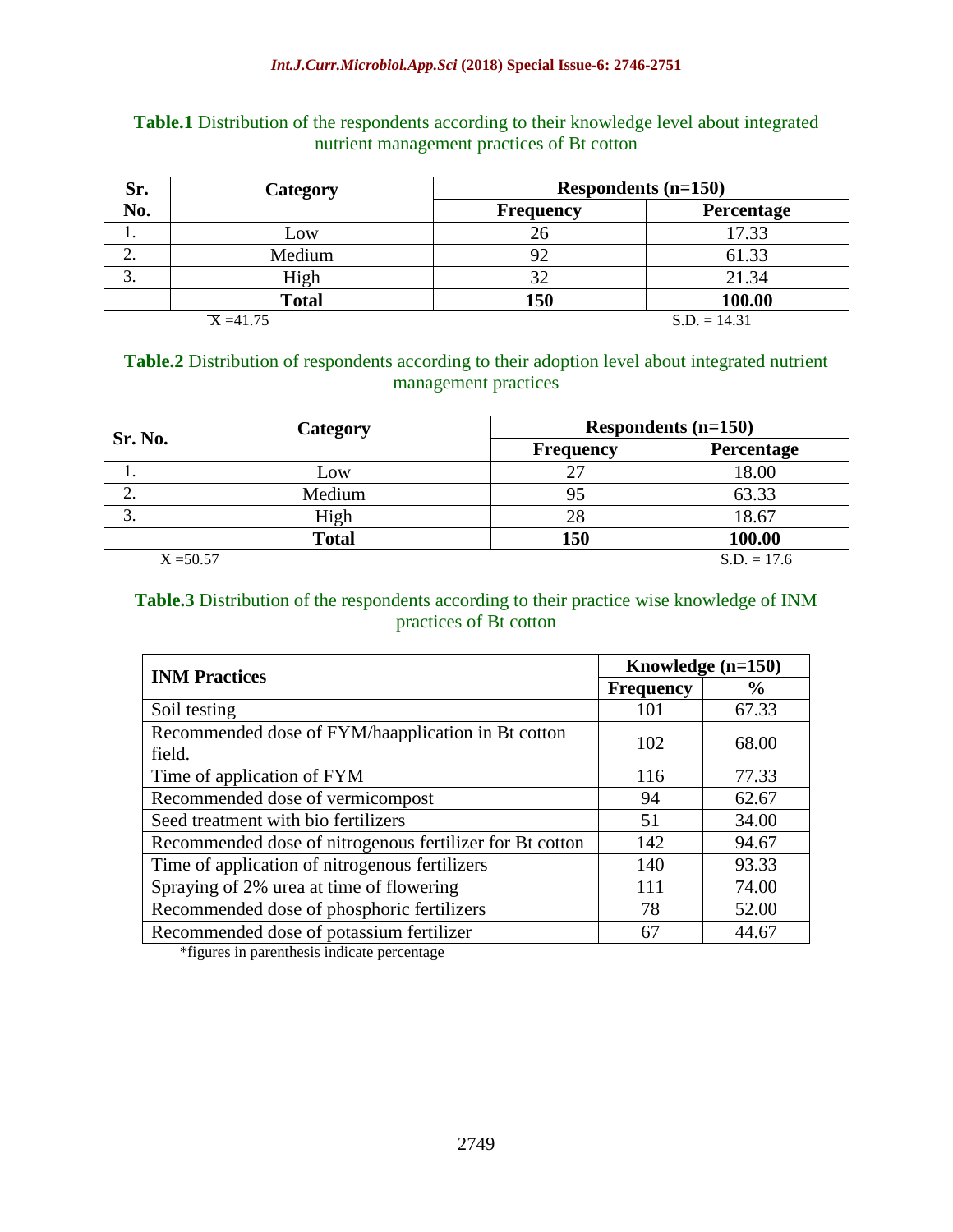**Table.1** Distribution of the respondents according to their knowledge level about integrated nutrient management practices of Bt cotton

| Sr. No. | Category | Respondents (n=150) | |
|---|---|---|---|
| | | Frequency | Percentage |
| 1. | Low | 26 | 17.33 |
| 2. | Medium | 92 | 61.33 |
| 3. | High | 32 | 21.34 |
| | **Total** | **150** | **100.00** |

$\overline{X}$ =41.75 S.D. = 14.31

**Table.2** Distribution of respondents according to their adoption level about integrated nutrient management practices

| Sr. No. | Category | Respondents (n=150) | |
|---|---|---|---|
| | | Frequency | Percentage |
| 1. | Low | 27 | 18.00 |
| 2. | Medium | 95 | 63.33 |
| 3. | High | 28 | 18.67 |
| | **Total** | **150** | **100.00** |

X =50.57 S.D. = 17.6

**Table.3** Distribution of the respondents according to their practice wise knowledge of INM practices of Bt cotton

| INM Practices | Knowledge (n=150) | |
|---|---|---|
| | Frequency | % |
| Soil testing | 101 | 67.33 |
| Recommended dose of FYM/haapplication in Bt cotton field. | 102 | 68.00 |
| Time of application of FYM | 116 | 77.33 |
| Recommended dose of vermicompost | 94 | 62.67 |
| Seed treatment with bio fertilizers | 51 | 34.00 |
| Recommended dose of nitrogenous fertilizer for Bt cotton | 142 | 94.67 |
| Time of application of nitrogenous fertilizers | 140 | 93.33 |
| Spraying of 2% urea at time of flowering | 111 | 74.00 |
| Recommended dose of phosphoric fertilizers | 78 | 52.00 |
| Recommended dose of potassium fertilizer | 67 | 44.67 |

*figures in parenthesis indicate percentage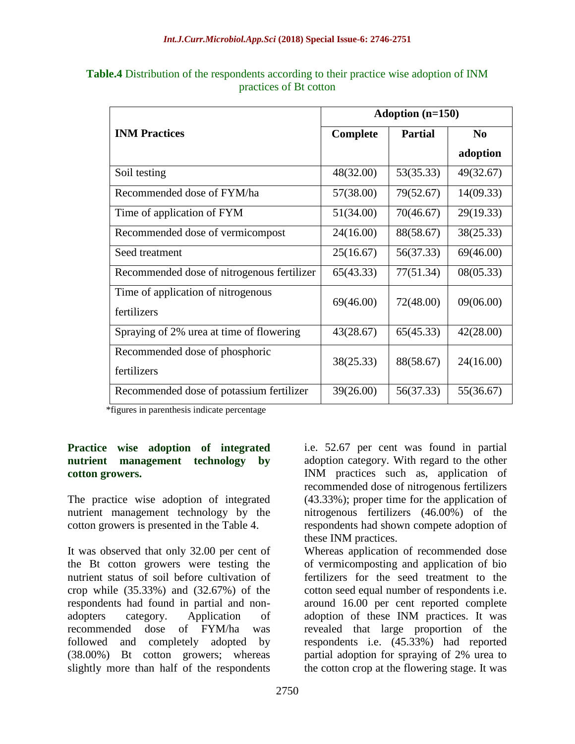**Table.4** Distribution of the respondents according to their practice wise adoption of INM practices of Bt cotton

| INM Practices | Adoption (n=150) | | |
|---|---|---|---|
| | Complete | Partial | No adoption |
| Soil testing | 48(32.00) | 53(35.33) | 49(32.67) |
| Recommended dose of FYM/ha | 57(38.00) | 79(52.67) | 14(09.33) |
| Time of application of FYM | 51(34.00) | 70(46.67) | 29(19.33) |
| Recommended dose of vermicompost | 24(16.00) | 88(58.67) | 38(25.33) |
| Seed treatment | 25(16.67) | 56(37.33) | 69(46.00) |
| Recommended dose of nitrogenous fertilizer | 65(43.33) | 77(51.34) | 08(05.33) |
| Time of application of nitrogenous fertilizers | 69(46.00) | 72(48.00) | 09(06.00) |
| Spraying of 2% urea at time of flowering | 43(28.67) | 65(45.33) | 42(28.00) |
| Recommended dose of phosphoric fertilizers | 38(25.33) | 88(58.67) | 24(16.00) |
| Recommended dose of potassium fertilizer | 39(26.00) | 56(37.33) | 55(36.67) |

*figures in parenthesis indicate percentage

### Practice wise adoption of integrated nutrient management technology by cotton growers.

The practice wise adoption of integrated nutrient management technology by the cotton growers is presented in the Table 4.

It was observed that only 32.00 per cent of the Bt cotton growers were testing the nutrient status of soil before cultivation of crop while (35.33%) and (32.67%) of the respondents had found in partial and non-adopters category. Application of recommended dose of FYM/ha was followed and completely adopted by (38.00%) Bt cotton growers; whereas slightly more than half of the respondents i.e. 52.67 per cent was found in partial adoption category. With regard to the other INM practices such as, application of recommended dose of nitrogenous fertilizers (43.33%); proper time for the application of nitrogenous fertilizers (46.00%) of the respondents had shown compete adoption of these INM practices.

Whereas application of recommended dose of vermicomposting and application of bio fertilizers for the seed treatment to the cotton seed equal number of respondents i.e. around 16.00 per cent reported complete adoption of these INM practices. It was revealed that large proportion of the respondents i.e. (45.33%) had reported partial adoption for spraying of 2% urea to the cotton crop at the flowering stage. It was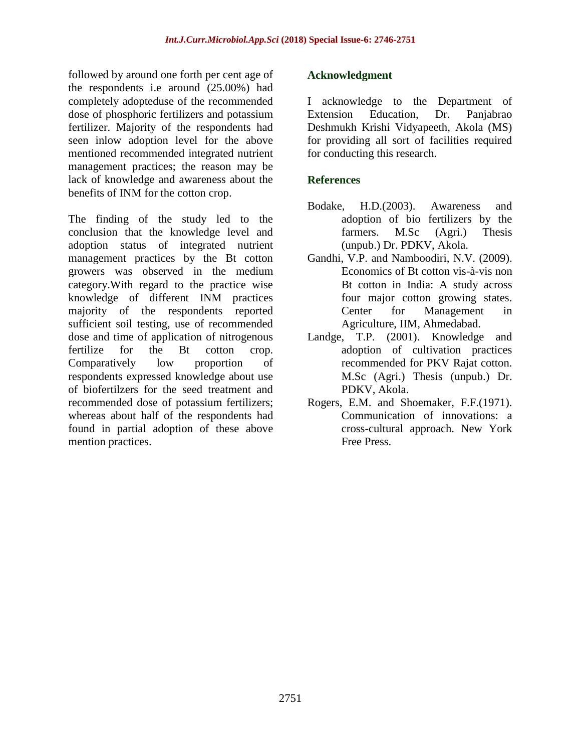followed by around one forth per cent age of the respondents i.e around (25.00%) had completely adopteduse of the recommended dose of phosphoric fertilizers and potassium fertilizer. Majority of the respondents had seen inlow adoption level for the above mentioned recommended integrated nutrient management practices; the reason may be lack of knowledge and awareness about the benefits of INM for the cotton crop.

The finding of the study led to the conclusion that the knowledge level and adoption status of integrated nutrient management practices by the Bt cotton growers was observed in the medium category.With regard to the practice wise knowledge of different INM practices majority of the respondents reported sufficient soil testing, use of recommended dose and time of application of nitrogenous fertilize for the Bt cotton crop. Comparatively low proportion of respondents expressed knowledge about use of biofertilzers for the seed treatment and recommended dose of potassium fertilizers; whereas about half of the respondents had found in partial adoption of these above mention practices.

## Acknowledgment

I acknowledge to the Department of Extension Education, Dr. Panjabrao Deshmukh Krishi Vidyapeeth, Akola (MS) for providing all sort of facilities required for conducting this research.

## References

Bodake, H.D.(2003). Awareness and adoption of bio fertilizers by the farmers. M.Sc (Agri.) Thesis (unpub.) Dr. PDKV, Akola.

Gandhi, V.P. and Namboodiri, N.V. (2009). Economics of Bt cotton vis-à-vis non Bt cotton in India: A study across four major cotton growing states. Center for Management in Agriculture, IIM, Ahmedabad.

Landge, T.P. (2001). Knowledge and adoption of cultivation practices recommended for PKV Rajat cotton. M.Sc (Agri.) Thesis (unpub.) Dr. PDKV, Akola.

Rogers, E.M. and Shoemaker, F.F.(1971). Communication of innovations: a cross-cultural approach. New York Free Press.